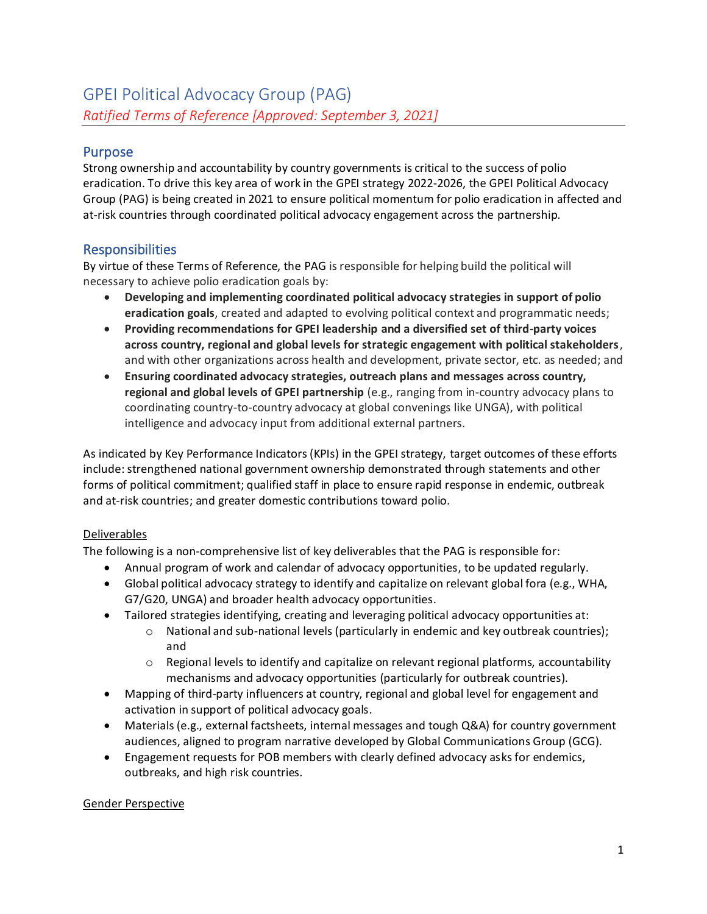# GPEI Political Advocacy Group (PAG)

*Ratified Terms of Reference [Approved: September 3, 2021]*

## Purpose

Strong ownership and accountability by country governments is critical to the success of polio eradication. To drive this key area of work in the GPEI strategy 2022-2026, the GPEI Political Advocacy Group (PAG) is being created in 2021 to ensure political momentum for polio eradication in affected and at-risk countries through coordinated political advocacy engagement across the partnership.

## Responsibilities

By virtue of these Terms of Reference, the PAG is responsible for helping build the political will necessary to achieve polio eradication goals by:

- **Developing and implementing coordinated political advocacy strategies in support of polio eradication goals**, created and adapted to evolving political context and programmatic needs;
- **Providing recommendations for GPEI leadership and a diversified set of third-party voices across country, regional and global levels for strategic engagement with political stakeholders**, and with other organizations across health and development, private sector, etc. as needed; and
- **Ensuring coordinated advocacy strategies, outreach plans and messages across country, regional and global levels of GPEI partnership** (e.g., ranging from in-country advocacy plans to coordinating country-to-country advocacy at global convenings like UNGA), with political intelligence and advocacy input from additional external partners.

As indicated by Key Performance Indicators (KPIs) in the GPEI strategy, target outcomes of these efforts include: strengthened national government ownership demonstrated through statements and other forms of political commitment; qualified staff in place to ensure rapid response in endemic, outbreak and at-risk countries; and greater domestic contributions toward polio.

### Deliverables

The following is a non-comprehensive list of key deliverables that the PAG is responsible for:

- Annual program of work and calendar of advocacy opportunities, to be updated regularly.
- Global political advocacy strategy to identify and capitalize on relevant global fora (e.g., WHA, G7/G20, UNGA) and broader health advocacy opportunities.
- Tailored strategies identifying, creating and leveraging political advocacy opportunities at:
  - National and sub-national levels (particularly in endemic and key outbreak countries); and
  - Regional levels to identify and capitalize on relevant regional platforms, accountability mechanisms and advocacy opportunities (particularly for outbreak countries).
- Mapping of third-party influencers at country, regional and global level for engagement and activation in support of political advocacy goals.
- Materials (e.g., external factsheets, internal messages and tough Q&A) for country government audiences, aligned to program narrative developed by Global Communications Group (GCG).
- Engagement requests for POB members with clearly defined advocacy asks for endemics, outbreaks, and high risk countries.

### Gender Perspective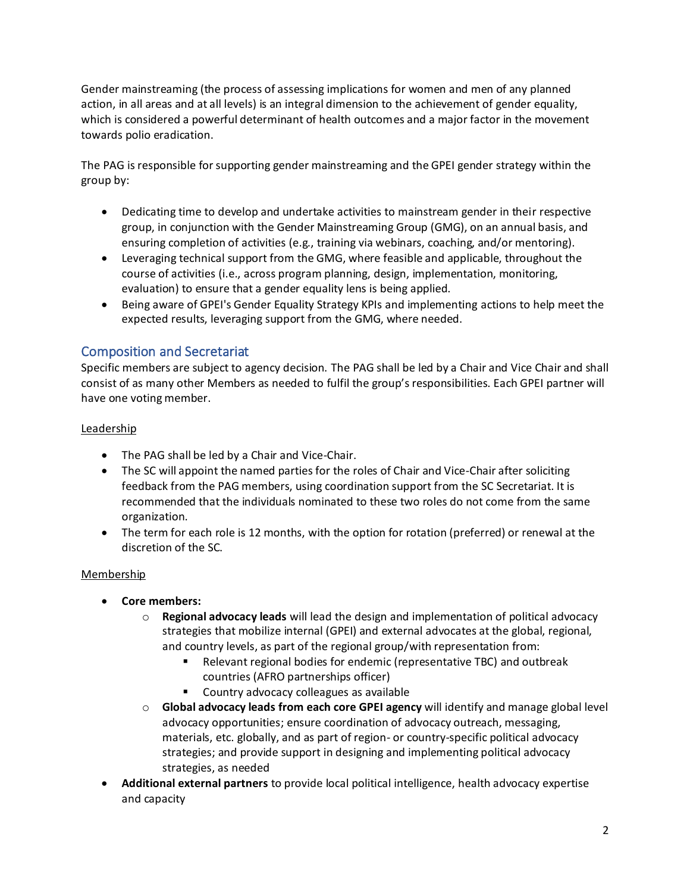Gender mainstreaming (the process of assessing implications for women and men of any planned action, in all areas and at all levels) is an integral dimension to the achievement of gender equality, which is considered a powerful determinant of health outcomes and a major factor in the movement towards polio eradication.

The PAG is responsible for supporting gender mainstreaming and the GPEI gender strategy within the group by:

- Dedicating time to develop and undertake activities to mainstream gender in their respective group, in conjunction with the Gender Mainstreaming Group (GMG), on an annual basis, and ensuring completion of activities (e.g., training via webinars, coaching, and/or mentoring).
- Leveraging technical support from the GMG, where feasible and applicable, throughout the course of activities (i.e., across program planning, design, implementation, monitoring, evaluation) to ensure that a gender equality lens is being applied.
- Being aware of GPEI's Gender Equality Strategy KPIs and implementing actions to help meet the expected results, leveraging support from the GMG, where needed.

## Composition and Secretariat

Specific members are subject to agency decision. The PAG shall be led by a Chair and Vice Chair and shall consist of as many other Members as needed to fulfil the group's responsibilities. Each GPEI partner will have one voting member.

### Leadership

- The PAG shall be led by a Chair and Vice-Chair.
- The SC will appoint the named parties for the roles of Chair and Vice-Chair after soliciting feedback from the PAG members, using coordination support from the SC Secretariat. It is recommended that the individuals nominated to these two roles do not come from the same organization.
- The term for each role is 12 months, with the option for rotation (preferred) or renewal at the discretion of the SC.

### Membership

- **Core members:**
  - **Regional advocacy leads** will lead the design and implementation of political advocacy strategies that mobilize internal (GPEI) and external advocates at the global, regional, and country levels, as part of the regional group/with representation from:
    - Relevant regional bodies for endemic (representative TBC) and outbreak countries (AFRO partnerships officer)
    - Country advocacy colleagues as available
  - **Global advocacy leads from each core GPEI agency** will identify and manage global level advocacy opportunities; ensure coordination of advocacy outreach, messaging, materials, etc. globally, and as part of region- or country-specific political advocacy strategies; and provide support in designing and implementing political advocacy strategies, as needed
- **Additional external partners** to provide local political intelligence, health advocacy expertise and capacity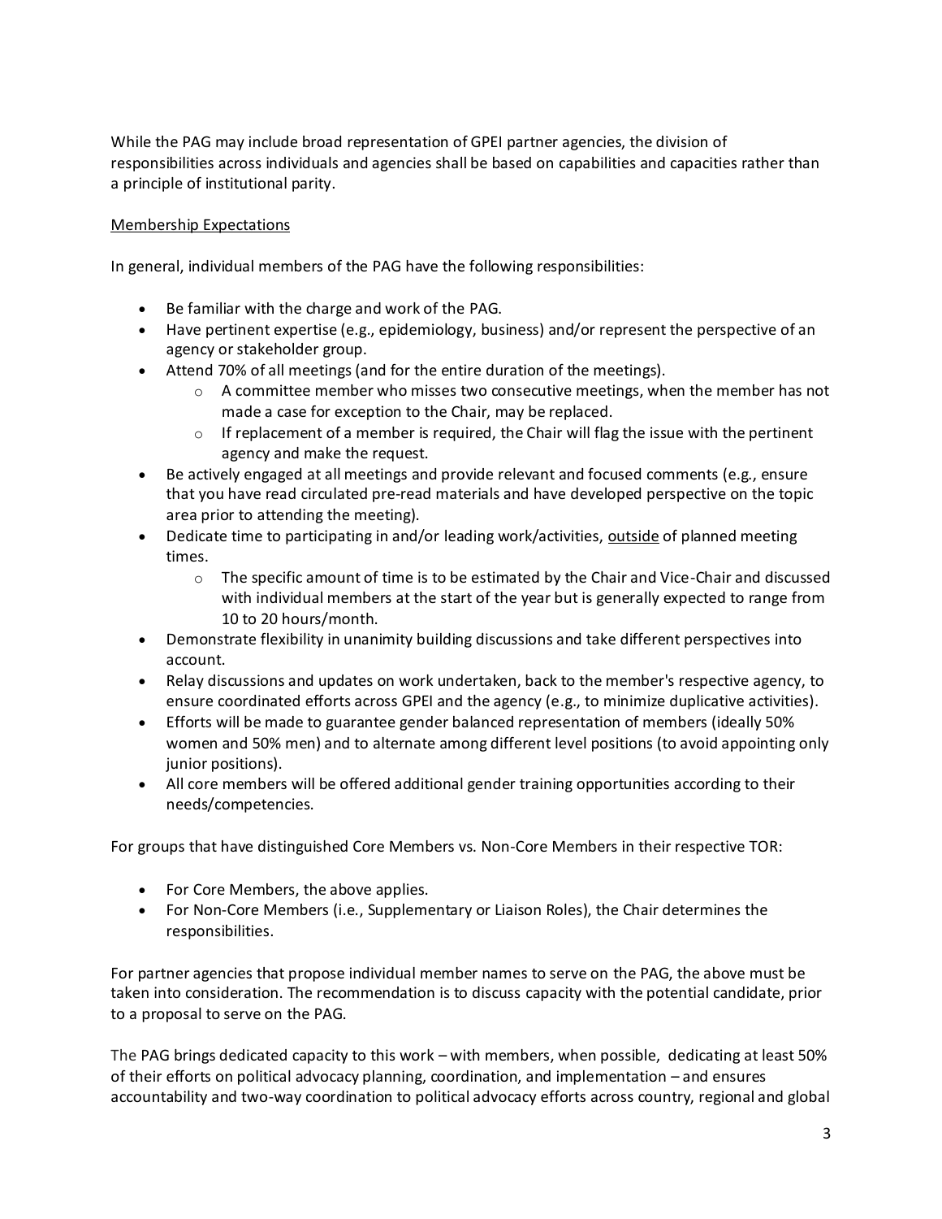While the PAG may include broad representation of GPEI partner agencies, the division of responsibilities across individuals and agencies shall be based on capabilities and capacities rather than a principle of institutional parity.

<u>Membership Expectations</u>

In general, individual members of the PAG have the following responsibilities:

- Be familiar with the charge and work of the PAG.
- Have pertinent expertise (e.g., epidemiology, business) and/or represent the perspective of an agency or stakeholder group.
- Attend 70% of all meetings (and for the entire duration of the meetings).
  - A committee member who misses two consecutive meetings, when the member has not made a case for exception to the Chair, may be replaced.
  - If replacement of a member is required, the Chair will flag the issue with the pertinent agency and make the request.
- Be actively engaged at all meetings and provide relevant and focused comments (e.g., ensure that you have read circulated pre-read materials and have developed perspective on the topic area prior to attending the meeting).
- Dedicate time to participating in and/or leading work/activities, <u>outside</u> of planned meeting times.
  - The specific amount of time is to be estimated by the Chair and Vice-Chair and discussed with individual members at the start of the year but is generally expected to range from 10 to 20 hours/month.
- Demonstrate flexibility in unanimity building discussions and take different perspectives into account.
- Relay discussions and updates on work undertaken, back to the member's respective agency, to ensure coordinated efforts across GPEI and the agency (e.g., to minimize duplicative activities).
- Efforts will be made to guarantee gender balanced representation of members (ideally 50% women and 50% men) and to alternate among different level positions (to avoid appointing only junior positions).
- All core members will be offered additional gender training opportunities according to their needs/competencies.

For groups that have distinguished Core Members vs. Non-Core Members in their respective TOR:

- For Core Members, the above applies.
- For Non-Core Members (i.e., Supplementary or Liaison Roles), the Chair determines the responsibilities.

For partner agencies that propose individual member names to serve on the PAG, the above must be taken into consideration. The recommendation is to discuss capacity with the potential candidate, prior to a proposal to serve on the PAG.

The PAG brings dedicated capacity to this work – with members, when possible, dedicating at least 50% of their efforts on political advocacy planning, coordination, and implementation – and ensures accountability and two-way coordination to political advocacy efforts across country, regional and global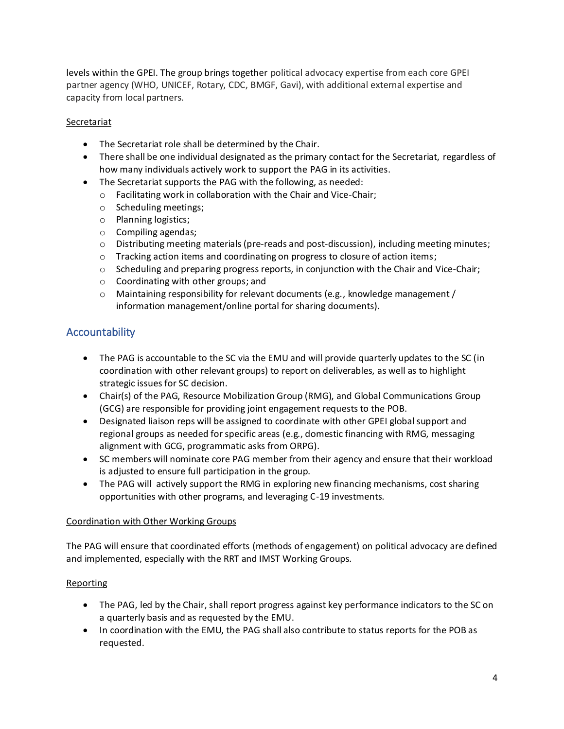levels within the GPEI. The group brings together political advocacy expertise from each core GPEI partner agency (WHO, UNICEF, Rotary, CDC, BMGF, Gavi), with additional external expertise and capacity from local partners.

Secretariat

- The Secretariat role shall be determined by the Chair.
- There shall be one individual designated as the primary contact for the Secretariat, regardless of how many individuals actively work to support the PAG in its activities.
- The Secretariat supports the PAG with the following, as needed:
  - Facilitating work in collaboration with the Chair and Vice-Chair;
  - Scheduling meetings;
  - Planning logistics;
  - Compiling agendas;
  - Distributing meeting materials (pre-reads and post-discussion), including meeting minutes;
  - Tracking action items and coordinating on progress to closure of action items;
  - Scheduling and preparing progress reports, in conjunction with the Chair and Vice-Chair;
  - Coordinating with other groups; and
  - Maintaining responsibility for relevant documents (e.g., knowledge management / information management/online portal for sharing documents).

## Accountability

- The PAG is accountable to the SC via the EMU and will provide quarterly updates to the SC (in coordination with other relevant groups) to report on deliverables, as well as to highlight strategic issues for SC decision.
- Chair(s) of the PAG, Resource Mobilization Group (RMG), and Global Communications Group (GCG) are responsible for providing joint engagement requests to the POB.
- Designated liaison reps will be assigned to coordinate with other GPEI global support and regional groups as needed for specific areas (e.g., domestic financing with RMG, messaging alignment with GCG, programmatic asks from ORPG).
- SC members will nominate core PAG member from their agency and ensure that their workload is adjusted to ensure full participation in the group.
- The PAG will actively support the RMG in exploring new financing mechanisms, cost sharing opportunities with other programs, and leveraging C-19 investments.

Coordination with Other Working Groups

The PAG will ensure that coordinated efforts (methods of engagement) on political advocacy are defined and implemented, especially with the RRT and IMST Working Groups.

Reporting

- The PAG, led by the Chair, shall report progress against key performance indicators to the SC on a quarterly basis and as requested by the EMU.
- In coordination with the EMU, the PAG shall also contribute to status reports for the POB as requested.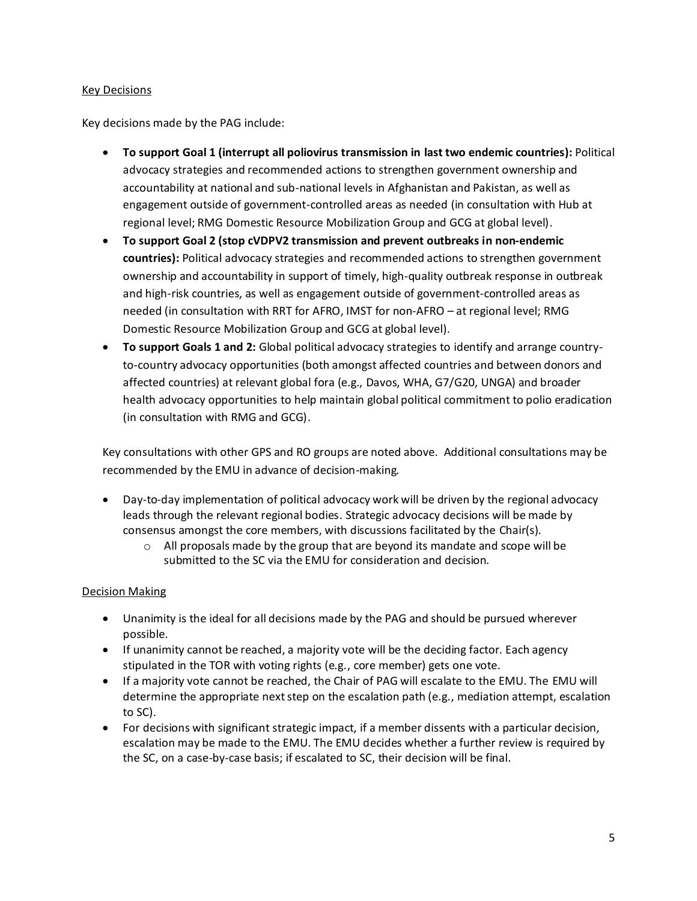Key Decisions

Key decisions made by the PAG include:

- **To support Goal 1 (interrupt all poliovirus transmission in last two endemic countries):** Political advocacy strategies and recommended actions to strengthen government ownership and accountability at national and sub-national levels in Afghanistan and Pakistan, as well as engagement outside of government-controlled areas as needed (in consultation with Hub at regional level; RMG Domestic Resource Mobilization Group and GCG at global level).
- **To support Goal 2 (stop cVDPV2 transmission and prevent outbreaks in non-endemic countries):** Political advocacy strategies and recommended actions to strengthen government ownership and accountability in support of timely, high-quality outbreak response in outbreak and high-risk countries, as well as engagement outside of government-controlled areas as needed (in consultation with RRT for AFRO, IMST for non-AFRO – at regional level; RMG Domestic Resource Mobilization Group and GCG at global level).
- **To support Goals 1 and 2:** Global political advocacy strategies to identify and arrange country-to-country advocacy opportunities (both amongst affected countries and between donors and affected countries) at relevant global fora (e.g., Davos, WHA, G7/G20, UNGA) and broader health advocacy opportunities to help maintain global political commitment to polio eradication (in consultation with RMG and GCG).

Key consultations with other GPS and RO groups are noted above. Additional consultations may be recommended by the EMU in advance of decision-making.

- Day-to-day implementation of political advocacy work will be driven by the regional advocacy leads through the relevant regional bodies. Strategic advocacy decisions will be made by consensus amongst the core members, with discussions facilitated by the Chair(s).
  - All proposals made by the group that are beyond its mandate and scope will be submitted to the SC via the EMU for consideration and decision.

Decision Making

- Unanimity is the ideal for all decisions made by the PAG and should be pursued wherever possible.
- If unanimity cannot be reached, a majority vote will be the deciding factor. Each agency stipulated in the TOR with voting rights (e.g., core member) gets one vote.
- If a majority vote cannot be reached, the Chair of PAG will escalate to the EMU. The EMU will determine the appropriate next step on the escalation path (e.g., mediation attempt, escalation to SC).
- For decisions with significant strategic impact, if a member dissents with a particular decision, escalation may be made to the EMU. The EMU decides whether a further review is required by the SC, on a case-by-case basis; if escalated to SC, their decision will be final.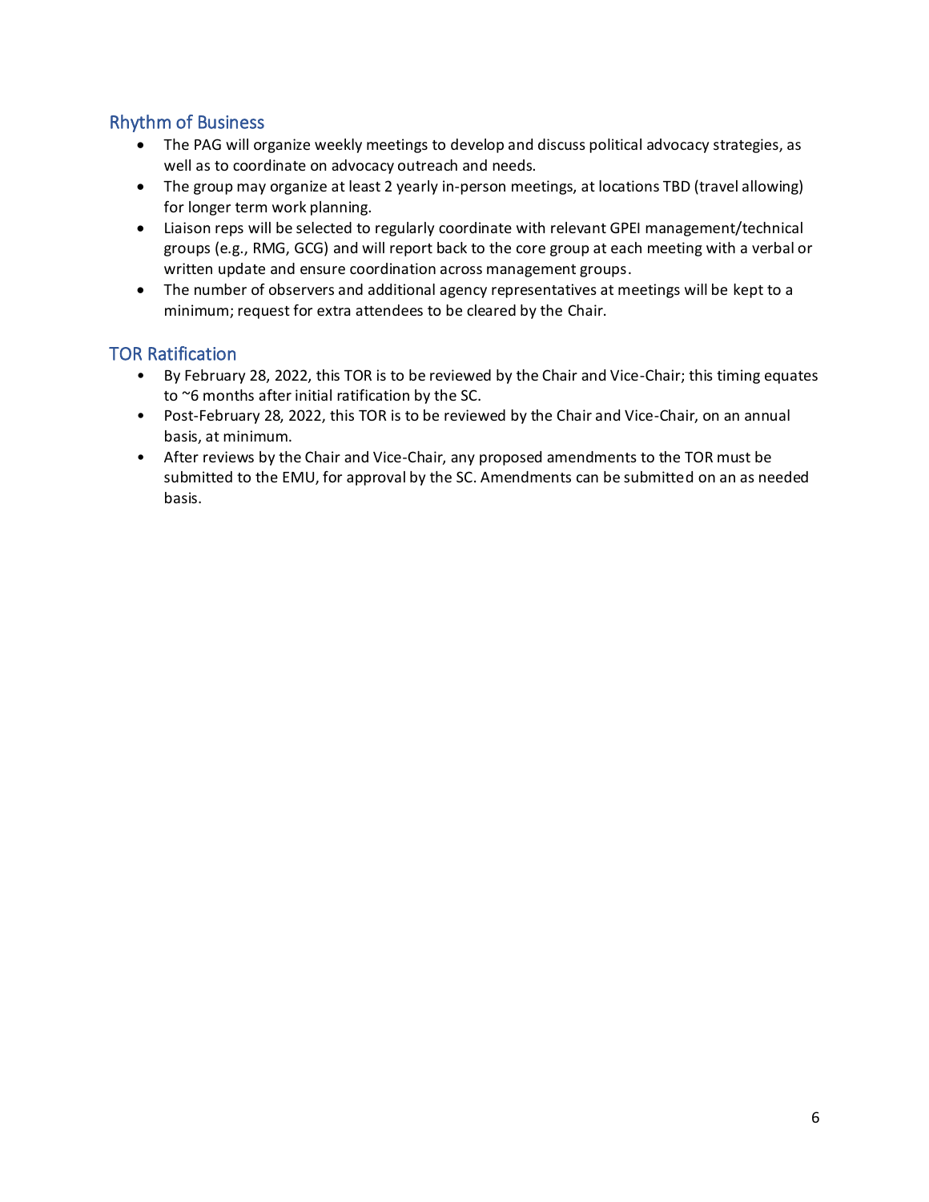## Rhythm of Business

- The PAG will organize weekly meetings to develop and discuss political advocacy strategies, as well as to coordinate on advocacy outreach and needs.
- The group may organize at least 2 yearly in-person meetings, at locations TBD (travel allowing) for longer term work planning.
- Liaison reps will be selected to regularly coordinate with relevant GPEI management/technical groups (e.g., RMG, GCG) and will report back to the core group at each meeting with a verbal or written update and ensure coordination across management groups.
- The number of observers and additional agency representatives at meetings will be kept to a minimum; request for extra attendees to be cleared by the Chair.

## TOR Ratification

- By February 28, 2022, this TOR is to be reviewed by the Chair and Vice-Chair; this timing equates to ~6 months after initial ratification by the SC.
- Post-February 28, 2022, this TOR is to be reviewed by the Chair and Vice-Chair, on an annual basis, at minimum.
- After reviews by the Chair and Vice-Chair, any proposed amendments to the TOR must be submitted to the EMU, for approval by the SC. Amendments can be submitted on an as needed basis.